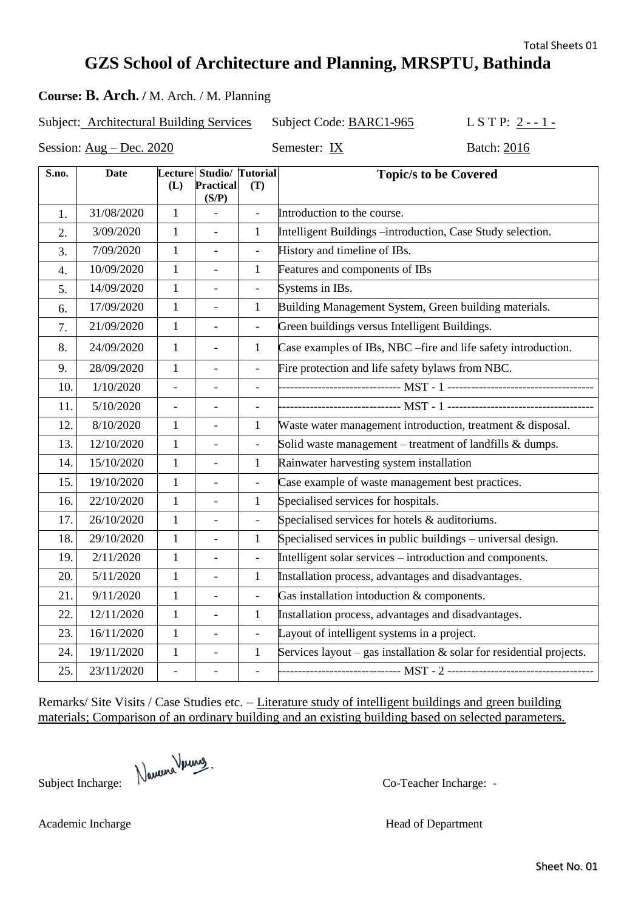# GZS School of Architecture and Planning, MRSPTU, Bathinda

**Course: B. Arch.** / M. Arch. / M. Planning

Subject: Architectural Building Services    Subject Code: BARC1-965    L S T P: 2 - - 1 -

Session: Aug – Dec. 2020    Semester: IX    Batch: 2016

| S.no. | Date | Lecture (L) | Studio/ Practical (S/P) | Tutorial (T) | Topic/s to be Covered |
|---|---|---|---|---|---|
| 1. | 31/08/2020 | 1 | - | - | Introduction to the course. |
| 2. | 3/09/2020 | 1 | - | 1 | Intelligent Buildings –introduction, Case Study selection. |
| 3. | 7/09/2020 | 1 | - | - | History and timeline of IBs. |
| 4. | 10/09/2020 | 1 | - | 1 | Features and components of IBs |
| 5. | 14/09/2020 | 1 | - | - | Systems in IBs. |
| 6. | 17/09/2020 | 1 | - | 1 | Building Management System, Green building materials. |
| 7. | 21/09/2020 | 1 | - | - | Green buildings versus Intelligent Buildings. |
| 8. | 24/09/2020 | 1 | - | 1 | Case examples of IBs, NBC –fire and life safety introduction. |
| 9. | 28/09/2020 | 1 | - | - | Fire protection and life safety bylaws from NBC. |
| 10. | 1/10/2020 | - | - | - | ------------------------------ MST - 1 ------------------------------------ |
| 11. | 5/10/2020 | - | - | - | ------------------------------ MST - 1 ------------------------------------ |
| 12. | 8/10/2020 | 1 | - | 1 | Waste water management introduction, treatment & disposal. |
| 13. | 12/10/2020 | 1 | - | - | Solid waste management – treatment of landfills & dumps. |
| 14. | 15/10/2020 | 1 | - | 1 | Rainwater harvesting system installation |
| 15. | 19/10/2020 | 1 | - | - | Case example of waste management best practices. |
| 16. | 22/10/2020 | 1 | - | 1 | Specialised services for hospitals. |
| 17. | 26/10/2020 | 1 | - | - | Specialised services for hotels & auditoriums. |
| 18. | 29/10/2020 | 1 | - | 1 | Specialised services in public buildings – universal design. |
| 19. | 2/11/2020 | 1 | - | - | Intelligent solar services – introduction and components. |
| 20. | 5/11/2020 | 1 | - | 1 | Installation process, advantages and disadvantages. |
| 21. | 9/11/2020 | 1 | - | - | Gas installation intoduction & components. |
| 22. | 12/11/2020 | 1 | - | 1 | Installation process, advantages and disadvantages. |
| 23. | 16/11/2020 | 1 | - | - | Layout of intelligent systems in a project. |
| 24. | 19/11/2020 | 1 | - | 1 | Services layout – gas installation & solar for residential projects. |
| 25. | 23/11/2020 | - | - | - | ------------------------------ MST - 2 ------------------------------------ |

Remarks/ Site Visits / Case Studies etc. – Literature study of intelligent buildings and green building materials; Comparison of an ordinary building and an existing building based on selected parameters.

Subject Incharge: Naveena Vyung.    Co-Teacher Incharge: -

Academic Incharge    Head of Department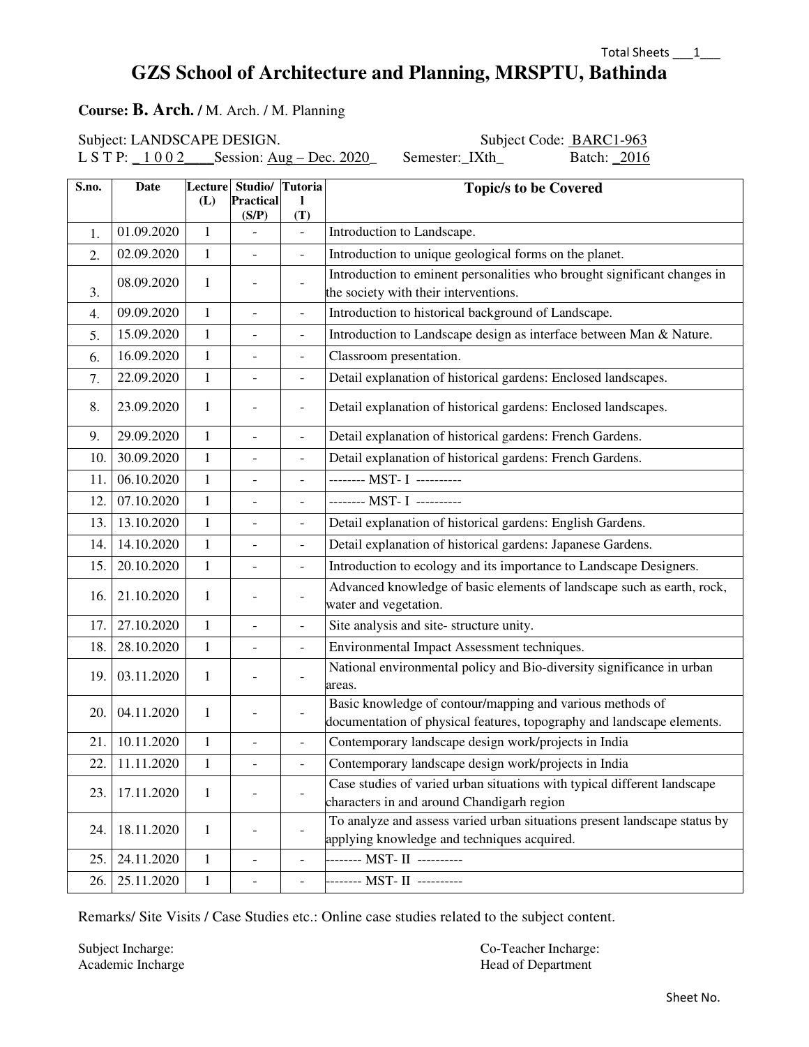Total Sheets ___1___

# GZS School of Architecture and Planning, MRSPTU, Bathinda

**Course: B. Arch. /** M. Arch. / M. Planning

Subject: LANDSCAPE DESIGN. Subject Code: BARC1-963

L S T P: _1 0 0 2____ Session: Aug – Dec. 2020_ Semester:_IXth_ Batch: _2016

| S.no. | Date | Lecture (L) | Studio/ Practical (S/P) | Tutorial (T) | Topic/s to be Covered |
|---|---|---|---|---|---|
| 1. | 01.09.2020 | 1 | - | - | Introduction to Landscape. |
| 2. | 02.09.2020 | 1 | - | - | Introduction to unique geological forms on the planet. |
| 3. | 08.09.2020 | 1 | - | - | Introduction to eminent personalities who brought significant changes in the society with their interventions. |
| 4. | 09.09.2020 | 1 | - | - | Introduction to historical background of Landscape. |
| 5. | 15.09.2020 | 1 | - | - | Introduction to Landscape design as interface between Man & Nature. |
| 6. | 16.09.2020 | 1 | - | - | Classroom presentation. |
| 7. | 22.09.2020 | 1 | - | - | Detail explanation of historical gardens: Enclosed landscapes. |
| 8. | 23.09.2020 | 1 | - | - | Detail explanation of historical gardens: Enclosed landscapes. |
| 9. | 29.09.2020 | 1 | - | - | Detail explanation of historical gardens: French Gardens. |
| 10. | 30.09.2020 | 1 | - | - | Detail explanation of historical gardens: French Gardens. |
| 11. | 06.10.2020 | 1 | - | - | -------- MST- I ---------- |
| 12. | 07.10.2020 | 1 | - | - | -------- MST- I ---------- |
| 13. | 13.10.2020 | 1 | - | - | Detail explanation of historical gardens: English Gardens. |
| 14. | 14.10.2020 | 1 | - | - | Detail explanation of historical gardens: Japanese Gardens. |
| 15. | 20.10.2020 | 1 | - | - | Introduction to ecology and its importance to Landscape Designers. |
| 16. | 21.10.2020 | 1 | - | - | Advanced knowledge of basic elements of landscape such as earth, rock, water and vegetation. |
| 17. | 27.10.2020 | 1 | - | - | Site analysis and site- structure unity. |
| 18. | 28.10.2020 | 1 | - | - | Environmental Impact Assessment techniques. |
| 19. | 03.11.2020 | 1 | - | - | National environmental policy and Bio-diversity significance in urban areas. |
| 20. | 04.11.2020 | 1 | - | - | Basic knowledge of contour/mapping and various methods of documentation of physical features, topography and landscape elements. |
| 21. | 10.11.2020 | 1 | - | - | Contemporary landscape design work/projects in India |
| 22. | 11.11.2020 | 1 | - | - | Contemporary landscape design work/projects in India |
| 23. | 17.11.2020 | 1 | - | - | Case studies of varied urban situations with typical different landscape characters in and around Chandigarh region |
| 24. | 18.11.2020 | 1 | - | - | To analyze and assess varied urban situations present landscape status by applying knowledge and techniques acquired. |
| 25. | 24.11.2020 | 1 | - | - | -------- MST- II ---------- |
| 26. | 25.11.2020 | 1 | - | - | -------- MST- II ---------- |

Remarks/ Site Visits / Case Studies etc.: Online case studies related to the subject content.

Subject Incharge: Co-Teacher Incharge:

Academic Incharge Head of Department

Sheet No.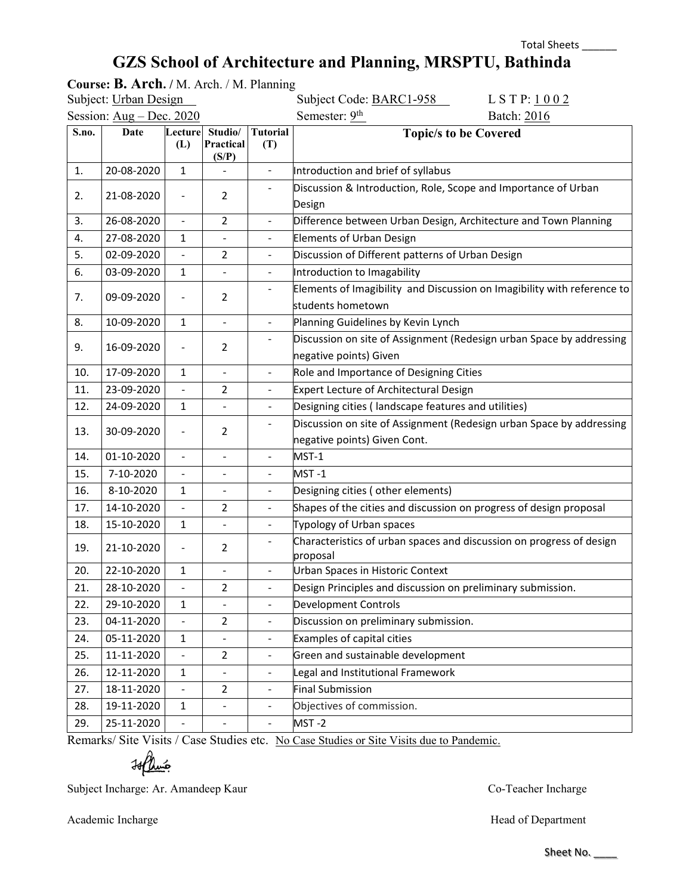Total Sheets ______

# GZS School of Architecture and Planning, MRSPTU, Bathinda

**Course: B. Arch. /** M. Arch. / M. Planning

Subject: Urban Design &nbsp;&nbsp;&nbsp;&nbsp; Subject Code: BARC1-958 &nbsp;&nbsp;&nbsp;&nbsp; L S T P: 1 0 0 2

Session: Aug – Dec. 2020 &nbsp;&nbsp;&nbsp;&nbsp; Semester: 9th &nbsp;&nbsp;&nbsp;&nbsp; Batch: 2016

| S.no. | Date | Lecture (L) | Studio/ Practical (S/P) | Tutorial (T) | Topic/s to be Covered |
|---|---|---|---|---|---|
| 1. | 20-08-2020 | 1 | - | - | Introduction and brief of syllabus |
| 2. | 21-08-2020 | - | 2 | - | Discussion & Introduction, Role, Scope and Importance of Urban Design |
| 3. | 26-08-2020 | - | 2 | - | Difference between Urban Design, Architecture and Town Planning |
| 4. | 27-08-2020 | 1 | - | - | Elements of Urban Design |
| 5. | 02-09-2020 | - | 2 | - | Discussion of Different patterns of Urban Design |
| 6. | 03-09-2020 | 1 | - | - | Introduction to Imagability |
| 7. | 09-09-2020 | - | 2 | - | Elements of Imagibility and Discussion on Imagibility with reference to students hometown |
| 8. | 10-09-2020 | 1 | - | - | Planning Guidelines by Kevin Lynch |
| 9. | 16-09-2020 | - | 2 | - | Discussion on site of Assignment (Redesign urban Space by addressing negative points) Given |
| 10. | 17-09-2020 | 1 | - | - | Role and Importance of Designing Cities |
| 11. | 23-09-2020 | - | 2 | - | Expert Lecture of Architectural Design |
| 12. | 24-09-2020 | 1 | - | - | Designing cities ( landscape features and utilities) |
| 13. | 30-09-2020 | - | 2 | - | Discussion on site of Assignment (Redesign urban Space by addressing negative points) Given Cont. |
| 14. | 01-10-2020 | - | - | - | MST-1 |
| 15. | 7-10-2020 | - | - | - | MST -1 |
| 16. | 8-10-2020 | 1 | - | - | Designing cities ( other elements) |
| 17. | 14-10-2020 | - | 2 | - | Shapes of the cities and discussion on progress of design proposal |
| 18. | 15-10-2020 | 1 | - | - | Typology of Urban spaces |
| 19. | 21-10-2020 | - | 2 | - | Characteristics of urban spaces and discussion on progress of design proposal |
| 20. | 22-10-2020 | 1 | - | - | Urban Spaces in Historic Context |
| 21. | 28-10-2020 | - | 2 | - | Design Principles and discussion on preliminary submission. |
| 22. | 29-10-2020 | 1 | - | - | Development Controls |
| 23. | 04-11-2020 | - | 2 | - | Discussion on preliminary submission. |
| 24. | 05-11-2020 | 1 | - | - | Examples of capital cities |
| 25. | 11-11-2020 | - | 2 | - | Green and sustainable development |
| 26. | 12-11-2020 | 1 | - | - | Legal and Institutional Framework |
| 27. | 18-11-2020 | - | 2 | - | Final Submission |
| 28. | 19-11-2020 | 1 | - | - | Objectives of commission. |
| 29. | 25-11-2020 | - | - | - | MST -2 |

Remarks/ Site Visits / Case Studies etc. No Case Studies or Site Visits due to Pandemic.

Subject Incharge: Ar. Amandeep Kaur &nbsp;&nbsp;&nbsp;&nbsp; Co-Teacher Incharge

Academic Incharge &nbsp;&nbsp;&nbsp;&nbsp; Head of Department

Sheet No. ____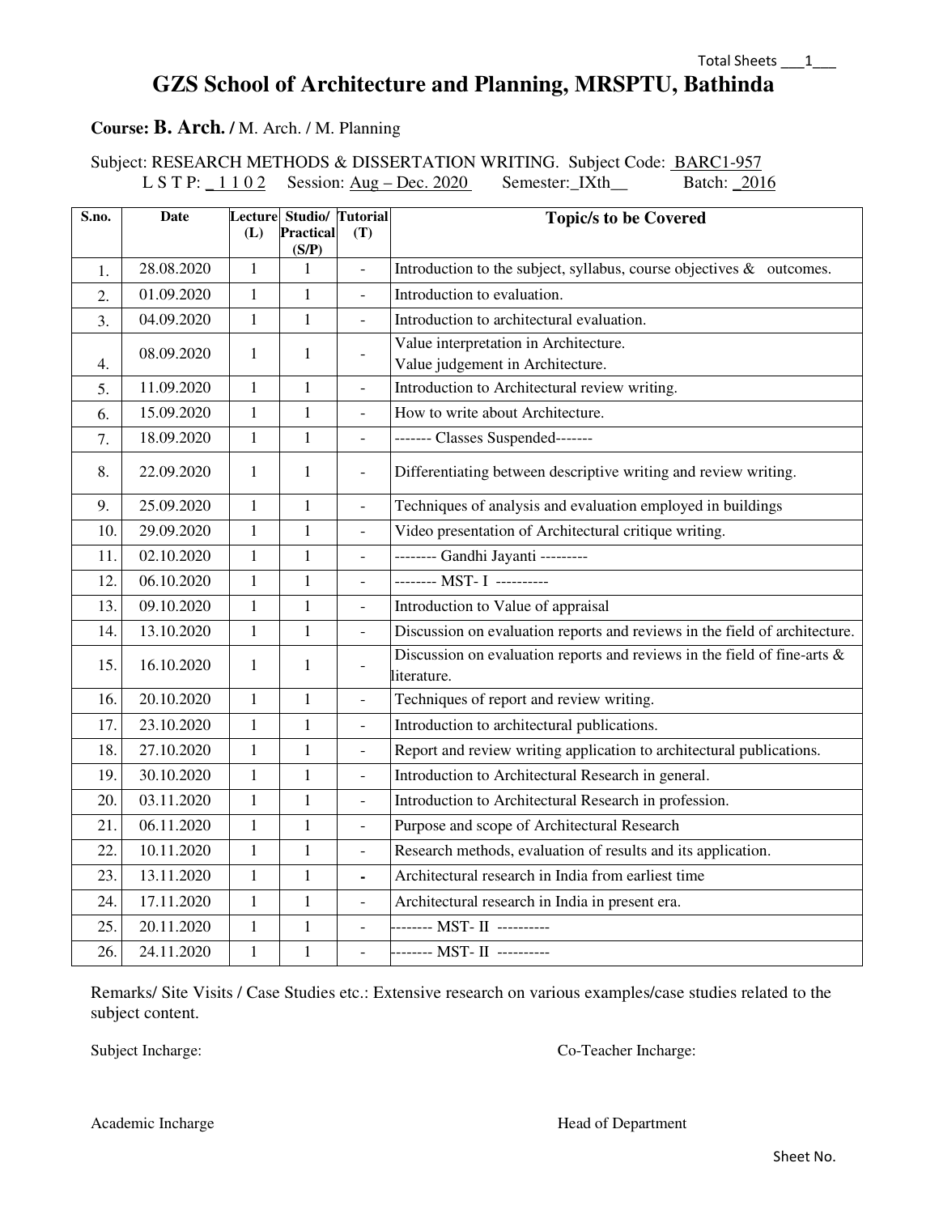Total Sheets ___1___

# GZS School of Architecture and Planning, MRSPTU, Bathinda

**Course: B. Arch. /** M. Arch. / M. Planning

Subject: RESEARCH METHODS & DISSERTATION WRITING. Subject Code: BARC1-957
L S T P: _1 1 0 2 Session: Aug – Dec. 2020 Semester:_IXth__ Batch: _2016

| S.no. | Date | Lecture (L) | Studio/ Practical (S/P) | Tutorial (T) | Topic/s to be Covered |
|---|---|---|---|---|---|
| 1. | 28.08.2020 | 1 | 1 | - | Introduction to the subject, syllabus, course objectives & outcomes. |
| 2. | 01.09.2020 | 1 | 1 | - | Introduction to evaluation. |
| 3. | 04.09.2020 | 1 | 1 | - | Introduction to architectural evaluation. |
| 4. | 08.09.2020 | 1 | 1 | - | Value interpretation in Architecture. Value judgement in Architecture. |
| 5. | 11.09.2020 | 1 | 1 | - | Introduction to Architectural review writing. |
| 6. | 15.09.2020 | 1 | 1 | - | How to write about Architecture. |
| 7. | 18.09.2020 | 1 | 1 | - | ------- Classes Suspended------- |
| 8. | 22.09.2020 | 1 | 1 | - | Differentiating between descriptive writing and review writing. |
| 9. | 25.09.2020 | 1 | 1 | - | Techniques of analysis and evaluation employed in buildings |
| 10. | 29.09.2020 | 1 | 1 | - | Video presentation of Architectural critique writing. |
| 11. | 02.10.2020 | 1 | 1 | - | -------- Gandhi Jayanti --------- |
| 12. | 06.10.2020 | 1 | 1 | - | -------- MST- I ---------- |
| 13. | 09.10.2020 | 1 | 1 | - | Introduction to Value of appraisal |
| 14. | 13.10.2020 | 1 | 1 | - | Discussion on evaluation reports and reviews in the field of architecture. |
| 15. | 16.10.2020 | 1 | 1 | - | Discussion on evaluation reports and reviews in the field of fine-arts & literature. |
| 16. | 20.10.2020 | 1 | 1 | - | Techniques of report and review writing. |
| 17. | 23.10.2020 | 1 | 1 | - | Introduction to architectural publications. |
| 18. | 27.10.2020 | 1 | 1 | - | Report and review writing application to architectural publications. |
| 19. | 30.10.2020 | 1 | 1 | - | Introduction to Architectural Research in general. |
| 20. | 03.11.2020 | 1 | 1 | - | Introduction to Architectural Research in profession. |
| 21. | 06.11.2020 | 1 | 1 | - | Purpose and scope of Architectural Research |
| 22. | 10.11.2020 | 1 | 1 | - | Research methods, evaluation of results and its application. |
| 23. | 13.11.2020 | 1 | 1 | - | Architectural research in India from earliest time |
| 24. | 17.11.2020 | 1 | 1 | - | Architectural research in India in present era. |
| 25. | 20.11.2020 | 1 | 1 | - | -------- MST- II ---------- |
| 26. | 24.11.2020 | 1 | 1 | - | -------- MST- II ---------- |

Remarks/ Site Visits / Case Studies etc.: Extensive research on various examples/case studies related to the subject content.

Subject Incharge: Co-Teacher Incharge:

Academic Incharge Head of Department

Sheet No.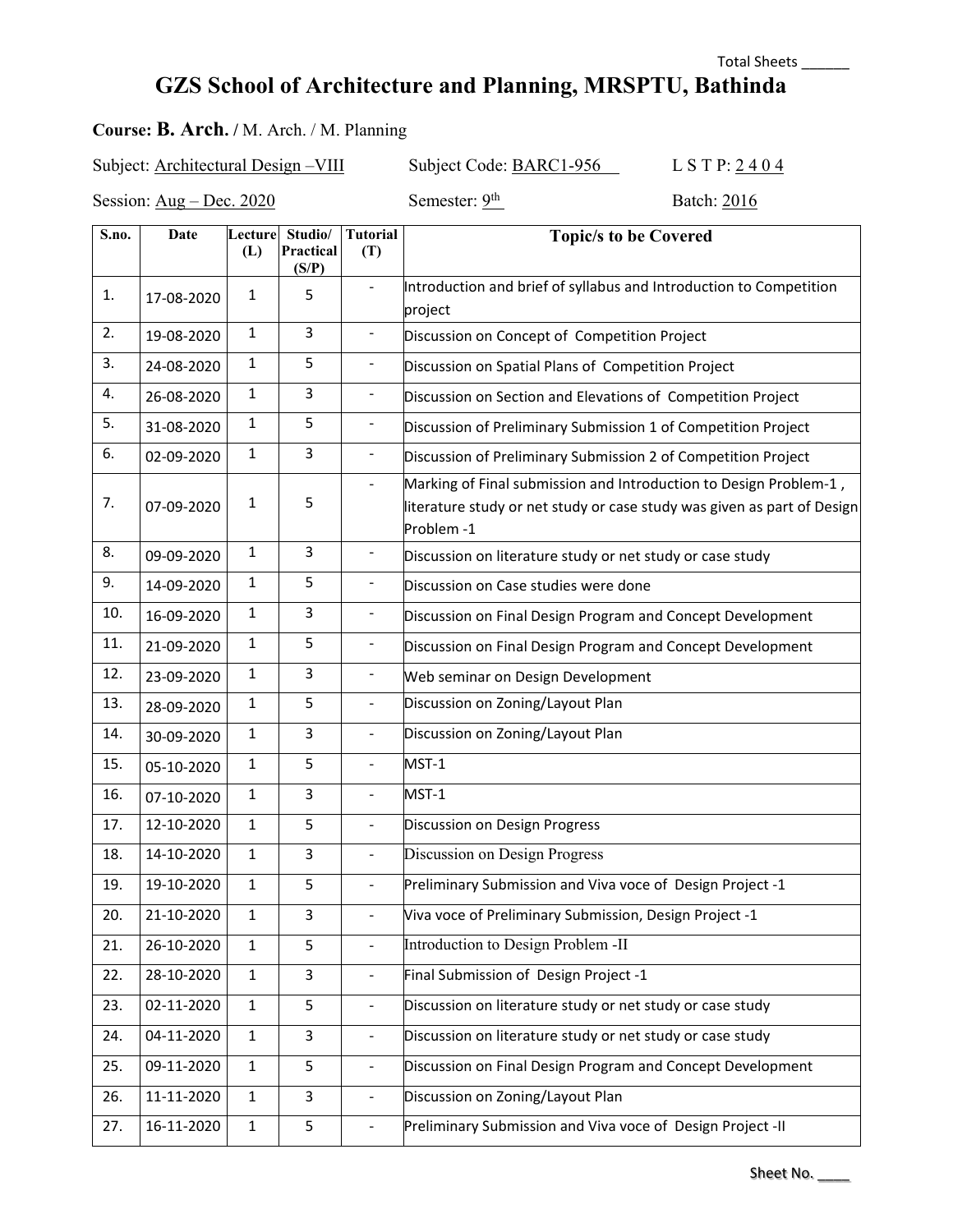Total Sheets ______

# GZS School of Architecture and Planning, MRSPTU, Bathinda

**Course: B. Arch. /** M. Arch. / M. Planning

Subject: Architectural Design –VIII Subject Code: BARC1-956 L S T P: 2 4 0 4

Session: Aug – Dec. 2020 Semester: 9th Batch: 2016

| S.no. | Date | Lecture (L) | Studio/ Practical (S/P) | Tutorial (T) | Topic/s to be Covered |
|---|---|---|---|---|---|
| 1. | 17-08-2020 | 1 | 5 | - | Introduction and brief of syllabus and Introduction to Competition project |
| 2. | 19-08-2020 | 1 | 3 | - | Discussion on Concept of Competition Project |
| 3. | 24-08-2020 | 1 | 5 | - | Discussion on Spatial Plans of Competition Project |
| 4. | 26-08-2020 | 1 | 3 | - | Discussion on Section and Elevations of Competition Project |
| 5. | 31-08-2020 | 1 | 5 | - | Discussion of Preliminary Submission 1 of Competition Project |
| 6. | 02-09-2020 | 1 | 3 | - | Discussion of Preliminary Submission 2 of Competition Project |
| 7. | 07-09-2020 | 1 | 5 | - | Marking of Final submission and Introduction to Design Problem-1 , literature study or net study or case study was given as part of Design Problem -1 |
| 8. | 09-09-2020 | 1 | 3 | - | Discussion on literature study or net study or case study |
| 9. | 14-09-2020 | 1 | 5 | - | Discussion on Case studies were done |
| 10. | 16-09-2020 | 1 | 3 | - | Discussion on Final Design Program and Concept Development |
| 11. | 21-09-2020 | 1 | 5 | - | Discussion on Final Design Program and Concept Development |
| 12. | 23-09-2020 | 1 | 3 | - | Web seminar on Design Development |
| 13. | 28-09-2020 | 1 | 5 | - | Discussion on Zoning/Layout Plan |
| 14. | 30-09-2020 | 1 | 3 | - | Discussion on Zoning/Layout Plan |
| 15. | 05-10-2020 | 1 | 5 | - | MST-1 |
| 16. | 07-10-2020 | 1 | 3 | - | MST-1 |
| 17. | 12-10-2020 | 1 | 5 | - | Discussion on Design Progress |
| 18. | 14-10-2020 | 1 | 3 | - | Discussion on Design Progress |
| 19. | 19-10-2020 | 1 | 5 | - | Preliminary Submission and Viva voce of Design Project -1 |
| 20. | 21-10-2020 | 1 | 3 | - | Viva voce of Preliminary Submission, Design Project -1 |
| 21. | 26-10-2020 | 1 | 5 | - | Introduction to Design Problem -II |
| 22. | 28-10-2020 | 1 | 3 | - | Final Submission of Design Project -1 |
| 23. | 02-11-2020 | 1 | 5 | - | Discussion on literature study or net study or case study |
| 24. | 04-11-2020 | 1 | 3 | - | Discussion on literature study or net study or case study |
| 25. | 09-11-2020 | 1 | 5 | - | Discussion on Final Design Program and Concept Development |
| 26. | 11-11-2020 | 1 | 3 | - | Discussion on Zoning/Layout Plan |
| 27. | 16-11-2020 | 1 | 5 | - | Preliminary Submission and Viva voce of Design Project -II |

Sheet No. ____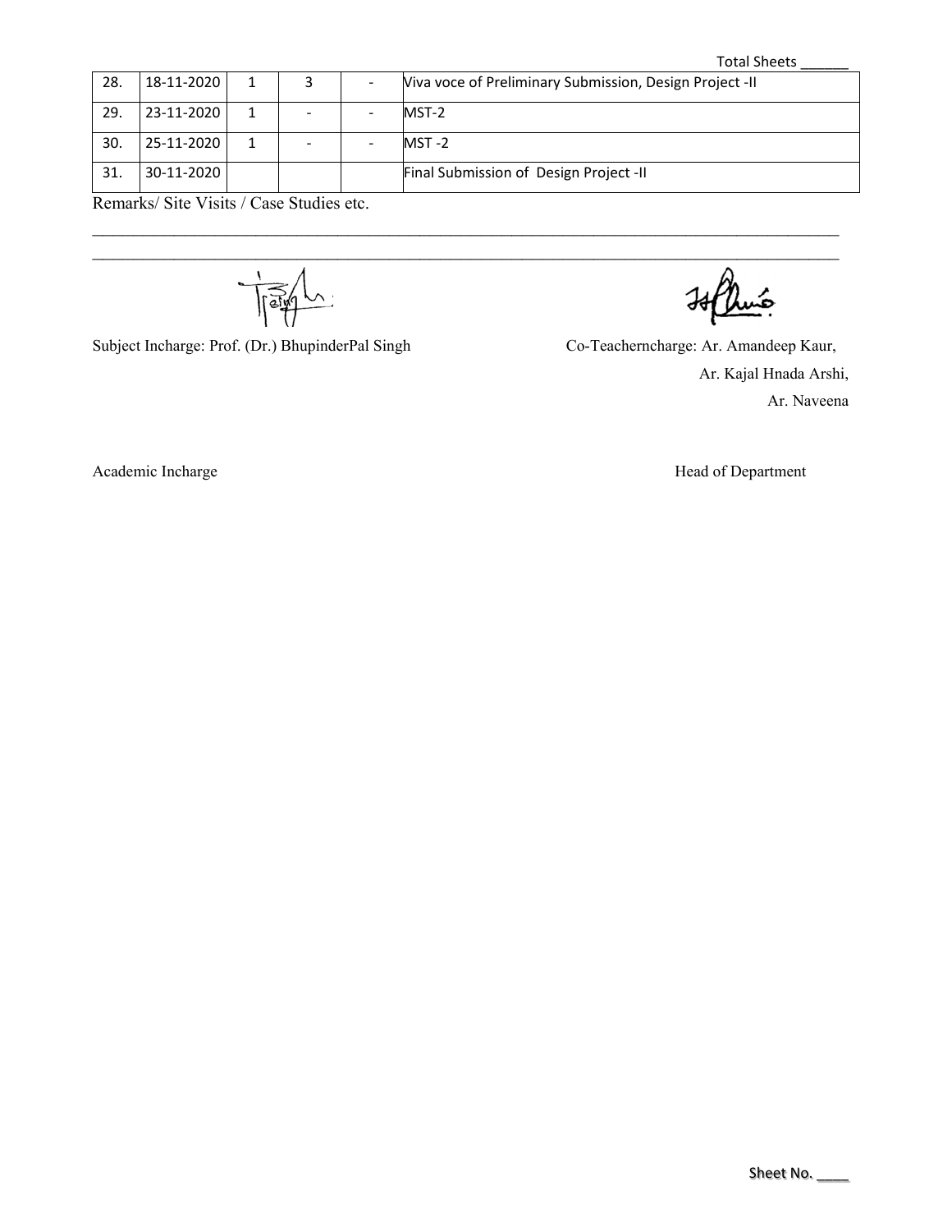Total Sheets ______

| | | | | | |
|---|---|---|---|---|---|
| 28. | 18-11-2020 | 1 | 3 | - | Viva voce of Preliminary Submission, Design Project -II |
| 29. | 23-11-2020 | 1 | - | - | MST-2 |
| 30. | 25-11-2020 | 1 | - | - | MST -2 |
| 31. | 30-11-2020 | | | | Final Submission of Design Project -II |

Remarks/ Site Visits / Case Studies etc.

______________________________________________________________________________________

______________________________________________________________________________________

Subject Incharge: Prof. (Dr.) BhupinderPal Singh

Co-Teacherncharge: Ar. Amandeep Kaur,
Ar. Kajal Hnada Arshi,
Ar. Naveena

Academic Incharge

Head of Department

Sheet No. ____